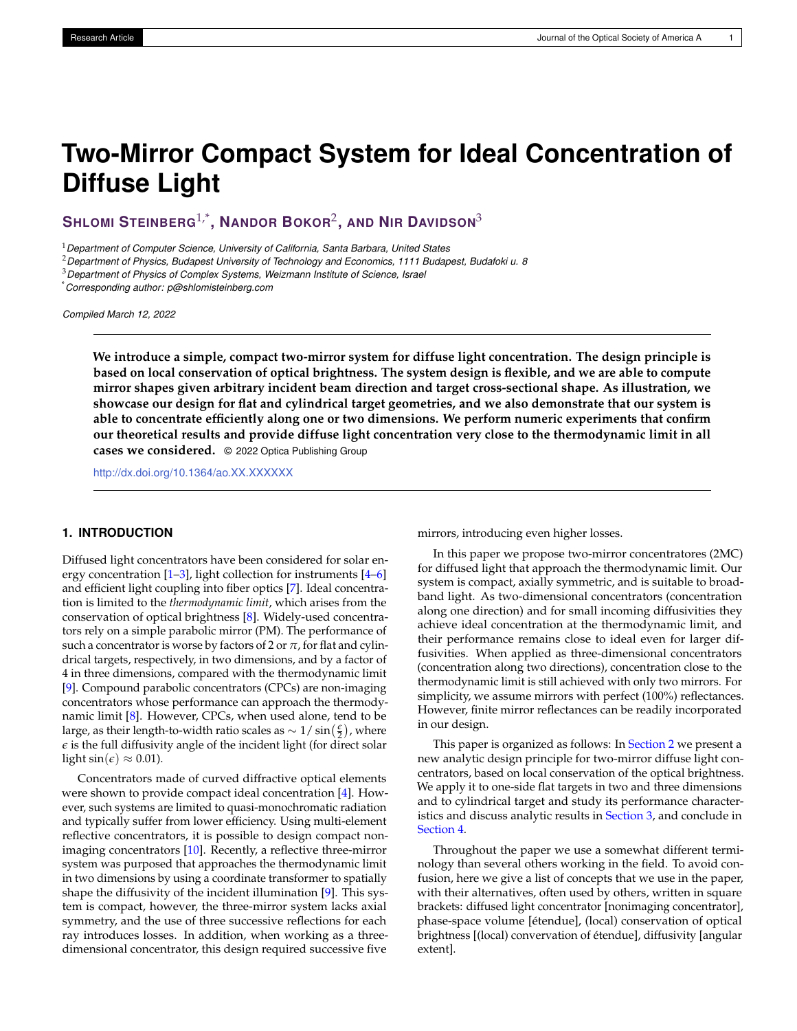# Two-Mirror Compact System for Ideal Concentration of Diffuse Light

**Shlomi Steinberg**[1,*], **Nandor Bokor**[2], **and Nir Davidson**[3]

[1] *Department of Computer Science, University of California, Santa Barbara, United States*
[2] *Department of Physics, Budapest University of Technology and Economics, 1111 Budapest, Budafoki u. 8*
[3] *Department of Physics of Complex Systems, Weizmann Institute of Science, Israel*
[*] *Corresponding author: p@shlomisteinberg.com*

*Compiled March 12, 2022*

**We introduce a simple, compact two-mirror system for diffuse light concentration. The design principle is based on local conservation of optical brightness. The system design is flexible, and we are able to compute mirror shapes given arbitrary incident beam direction and target cross-sectional shape. As illustration, we showcase our design for flat and cylindrical target geometries, and we also demonstrate that our system is able to concentrate efficiently along one or two dimensions. We perform numeric experiments that confirm our theoretical results and provide diffuse light concentration very close to the thermodynamic limit in all cases we considered.** © 2022 Optica Publishing Group

http://dx.doi.org/10.1364/ao.XX.XXXXXX

## 1. INTRODUCTION

Diffused light concentrators have been considered for solar energy concentration [1–3], light collection for instruments [4–6] and efficient light coupling into fiber optics [7]. Ideal concentration is limited to the *thermodynamic limit*, which arises from the conservation of optical brightness [8]. Widely-used concentrators rely on a simple parabolic mirror (PM). The performance of such a concentrator is worse by factors of 2 or $\pi$, for flat and cylindrical targets, respectively, in two dimensions, and by a factor of 4 in three dimensions, compared with the thermodynamic limit [9]. Compound parabolic concentrators (CPCs) are non-imaging concentrators whose performance can approach the thermodynamic limit [8]. However, CPCs, when used alone, tend to be large, as their length-to-width ratio scales as $\sim 1/\sin\left(\frac{\epsilon}{2}\right)$, where $\epsilon$ is the full diffusivity angle of the incident light (for direct solar light $\sin(\epsilon) \approx 0.01$).

Concentrators made of curved diffractive optical elements were shown to provide compact ideal concentration [4]. However, such systems are limited to quasi-monochromatic radiation and typically suffer from lower efficiency. Using multi-element reflective concentrators, it is possible to design compact non-imaging concentrators [10]. Recently, a reflective three-mirror system was purposed that approaches the thermodynamic limit in two dimensions by using a coordinate transformer to spatially shape the diffusivity of the incident illumination [9]. This system is compact, however, the three-mirror system lacks axial symmetry, and the use of three successive reflections for each ray introduces losses. In addition, when working as a three-dimensional concentrator, this design required successive five mirrors, introducing even higher losses.

In this paper we propose two-mirror concentratores (2MC) for diffused light that approach the thermodynamic limit. Our system is compact, axially symmetric, and is suitable to broadband light. As two-dimensional concentrators (concentration along one direction) and for small incoming diffusivities they achieve ideal concentration at the thermodynamic limit, and their performance remains close to ideal even for larger diffusivities. When applied as three-dimensional concentrators (concentration along two directions), concentration close to the thermodynamic limit is still achieved with only two mirrors. For simplicity, we assume mirrors with perfect (100%) reflectances. However, finite mirror reflectances can be readily incorporated in our design.

This paper is organized as follows: In Section 2 we present a new analytic design principle for two-mirror diffuse light concentrators, based on local conservation of the optical brightness. We apply it to one-side flat targets in two and three dimensions and to cylindrical target and study its performance characteristics and discuss analytic results in Section 3, and conclude in Section 4.

Throughout the paper we use a somewhat different terminology than several others working in the field. To avoid confusion, here we give a list of concepts that we use in the paper, with their alternatives, often used by others, written in square brackets: diffused light concentrator [nonimaging concentrator], phase-space volume [étendue], (local) conservation of optical brightness [(local) convervation of étendue], diffusivity [angular extent].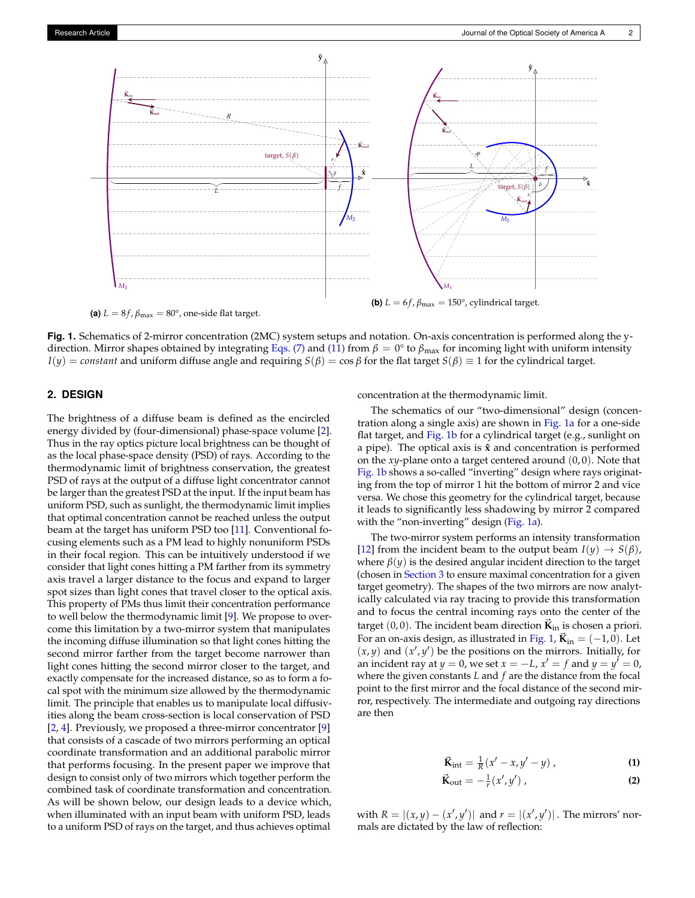(a) $L = 8f$, $\beta_{\max} = 80°$, one-side flat target.

(b) $L = 6f$, $\beta_{\max} = 150°$, cylindrical target.

**Fig. 1.** Schematics of 2-mirror concentration (2MC) system setups and notation. On-axis concentration is performed along the y-direction. Mirror shapes obtained by integrating Eqs. (7) and (11) from $\beta = 0°$ to $\beta_{\max}$ for incoming light with uniform intensity $I(y) = constant$ and uniform diffuse angle and requiring $S(\beta) = \cos\beta$ for the flat target $S(\beta) \equiv 1$ for the cylindrical target.

## 2. DESIGN

The brightness of a diffuse beam is defined as the encircled energy divided by (four-dimensional) phase-space volume [2]. Thus in the ray optics picture local brightness can be thought of as the local phase-space density (PSD) of rays. According to the thermodynamic limit of brightness conservation, the greatest PSD of rays at the output of a diffuse light concentrator cannot be larger than the greatest PSD at the input. If the input beam has uniform PSD, such as sunlight, the thermodynamic limit implies that optimal concentration cannot be reached unless the output beam at the target has uniform PSD too [11]. Conventional focusing elements such as a PM lead to highly nonuniform PSDs in their focal region. This can be intuitively understood if we consider that light cones hitting a PM farther from its symmetry axis travel a larger distance to the focus and expand to larger spot sizes than light cones that travel closer to the optical axis. This property of PMs thus limit their concentration performance to well below the thermodynamic limit [9]. We propose to overcome this limitation by a two-mirror system that manipulates the incoming diffuse illumination so that light cones hitting the second mirror farther from the target become narrower than light cones hitting the second mirror closer to the target, and exactly compensate for the increased distance, so as to form a focal spot with the minimum size allowed by the thermodynamic limit. The principle that enables us to manipulate local diffusivities along the beam cross-section is local conservation of PSD [2, 4]. Previously, we proposed a three-mirror concentrator [9] that consists of a cascade of two mirrors performing an optical coordinate transformation and an additional parabolic mirror that performs focusing. In the present paper we improve that design to consist only of two mirrors which together perform the combined task of coordinate transformation and concentration. As will be shown below, our design leads to a device which, when illuminated with an input beam with uniform PSD, leads to a uniform PSD of rays on the target, and thus achieves optimal concentration at the thermodynamic limit.

The schematics of our "two-dimensional" design (concentration along a single axis) are shown in Fig. 1a for a one-side flat target, and Fig. 1b for a cylindrical target (e.g., sunlight on a pipe). The optical axis is $\hat{\mathbf{x}}$ and concentration is performed on the $xy$-plane onto a target centered around $(0,0)$. Note that Fig. 1b shows a so-called "inverting" design where rays originating from the top of mirror 1 hit the bottom of mirror 2 and vice versa. We chose this geometry for the cylindrical target, because it leads to significantly less shadowing by mirror 2 compared with the "non-inverting" design (Fig. 1a).

The two-mirror system performs an intensity transformation [12] from the incident beam to the output beam $I(y) \to S(\beta)$, where $\beta(y)$ is the desired angular incident direction to the target (chosen in Section 3 to ensure maximal concentration for a given target geometry). The shapes of the two mirrors are now analytically calculated via ray tracing to provide this transformation and to focus the central incoming rays onto the center of the target $(0,0)$. The incident beam direction $\vec{\mathbf{K}}_{\text{in}}$ is chosen a priori. For an on-axis design, as illustrated in Fig. 1, $\vec{\mathbf{K}}_{\text{in}} = (-1,0)$. Let $(x,y)$ and $(x',y')$ be the positions on the mirrors. Initially, for an incident ray at $y = 0$, we set $x = -L$, $x' = f$ and $y = y' = 0$, where the given constants $L$ and $f$ are the distance from the focal point to the first mirror and the focal distance of the second mirror, respectively. The intermediate and outgoing ray directions are then

$$\vec{\mathbf{K}}_{\text{int}} = \frac{1}{R}(x' - x, y' - y)\,, \tag{1}$$

$$\vec{\mathbf{K}}_{\text{out}} = -\frac{1}{r}(x', y')\,, \tag{2}$$

with $R = |(x,y) - (x',y')|$ and $r = |(x',y')|$. The mirrors' normals are dictated by the law of reflection: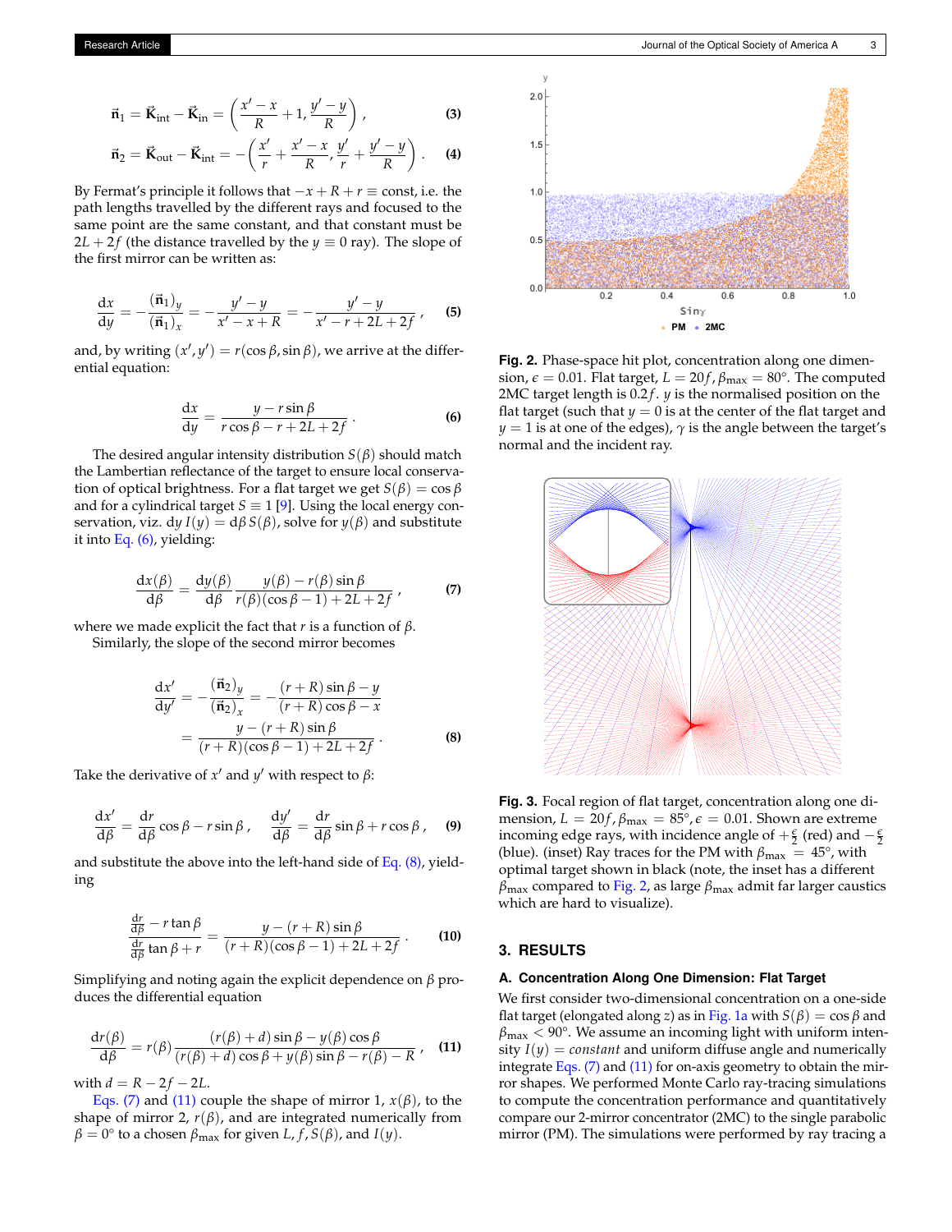$$\vec{\mathbf{n}}_1 = \vec{\mathbf{K}}_{\text{int}} - \vec{\mathbf{K}}_{\text{in}} = \left( \frac{x' - x}{R} + 1, \frac{y' - y}{R} \right) , \tag{3}$$

$$\vec{\mathbf{n}}_2 = \vec{\mathbf{K}}_{\text{out}} - \vec{\mathbf{K}}_{\text{int}} = -\left( \frac{x'}{r} + \frac{x' - x}{R}, \frac{y'}{r} + \frac{y' - y}{R} \right) . \tag{4}$$

By Fermat's principle it follows that $-x + R + r \equiv$ const, i.e. the path lengths travelled by the different rays and focused to the same point are the same constant, and that constant must be $2L + 2f$ (the distance travelled by the $y \equiv 0$ ray). The slope of the first mirror can be written as:

$$\frac{\mathrm{d}x}{\mathrm{d}y} = -\frac{(\vec{\mathbf{n}}_1)_y}{(\vec{\mathbf{n}}_1)_x} = -\frac{y' - y}{x' - x + R} = -\frac{y' - y}{x' - r + 2L + 2f} , \tag{5}$$

and, by writing $(x', y') = r(\cos\beta, \sin\beta)$, we arrive at the differential equation:

$$\frac{\mathrm{d}x}{\mathrm{d}y} = \frac{y - r\sin\beta}{r\cos\beta - r + 2L + 2f} . \tag{6}$$

The desired angular intensity distribution $S(\beta)$ should match the Lambertian reflectance of the target to ensure local conservation of optical brightness. For a flat target we get $S(\beta) = \cos\beta$ and for a cylindrical target $S \equiv 1$ [9]. Using the local energy conservation, viz. $\mathrm{d}y\, I(y) = \mathrm{d}\beta\, S(\beta)$, solve for $y(\beta)$ and substitute it into Eq. (6), yielding:

$$\frac{\mathrm{d}x(\beta)}{\mathrm{d}\beta} = \frac{\mathrm{d}y(\beta)}{\mathrm{d}\beta} \frac{y(\beta) - r(\beta)\sin\beta}{r(\beta)(\cos\beta - 1) + 2L + 2f} , \tag{7}$$

where we made explicit the fact that $r$ is a function of $\beta$.

Similarly, the slope of the second mirror becomes

$$\frac{\mathrm{d}x'}{\mathrm{d}y'} = -\frac{(\vec{\mathbf{n}}_2)_y}{(\vec{\mathbf{n}}_2)_x} = -\frac{(r + R)\sin\beta - y}{(r + R)\cos\beta - x} = \frac{y - (r + R)\sin\beta}{(r + R)(\cos\beta - 1) + 2L + 2f} . \tag{8}$$

Take the derivative of $x'$ and $y'$ with respect to $\beta$:

$$\frac{\mathrm{d}x'}{\mathrm{d}\beta} = \frac{\mathrm{d}r}{\mathrm{d}\beta}\cos\beta - r\sin\beta , \quad \frac{\mathrm{d}y'}{\mathrm{d}\beta} = \frac{\mathrm{d}r}{\mathrm{d}\beta}\sin\beta + r\cos\beta , \tag{9}$$

and substitute the above into the left-hand side of Eq. (8), yielding

$$\frac{\frac{\mathrm{d}r}{\mathrm{d}\beta} - r\tan\beta}{\frac{\mathrm{d}r}{\mathrm{d}\beta}\tan\beta + r} = \frac{y - (r + R)\sin\beta}{(r + R)(\cos\beta - 1) + 2L + 2f} . \tag{10}$$

Simplifying and noting again the explicit dependence on $\beta$ produces the differential equation

$$\frac{\mathrm{d}r(\beta)}{\mathrm{d}\beta} = r(\beta) \frac{(r(\beta) + d)\sin\beta - y(\beta)\cos\beta}{(r(\beta) + d)\cos\beta + y(\beta)\sin\beta - r(\beta) - R} , \tag{11}$$

with $d = R - 2f - 2L$.

Eqs. (7) and (11) couple the shape of mirror 1, $x(\beta)$, to the shape of mirror 2, $r(\beta)$, and are integrated numerically from $\beta = 0°$ to a chosen $\beta_{\text{max}}$ for given $L$, $f$, $S(\beta)$, and $I(y)$.

**Fig. 2.** Phase-space hit plot, concentration along one dimension, $\epsilon = 0.01$. Flat target, $L = 20f$, $\beta_{\text{max}} = 80°$. The computed 2MC target length is $0.2f$. $y$ is the normalised position on the flat target (such that $y = 0$ is at the center of the flat target and $y = 1$ is at one of the edges), $\gamma$ is the angle between the target's normal and the incident ray.

**Fig. 3.** Focal region of flat target, concentration along one dimension, $L = 20f$, $\beta_{\text{max}} = 85°$, $\epsilon = 0.01$. Shown are extreme incoming edge rays, with incidence angle of $+\frac{\epsilon}{2}$ (red) and $-\frac{\epsilon}{2}$ (blue). (inset) Ray traces for the PM with $\beta_{\text{max}} = 45°$, with optimal target shown in black (note, the inset has a different $\beta_{\text{max}}$ compared to Fig. 2, as large $\beta_{\text{max}}$ admit far larger caustics which are hard to visualize).

## 3. RESULTS

### A. Concentration Along One Dimension: Flat Target

We first consider two-dimensional concentration on a one-side flat target (elongated along $z$) as in Fig. 1a with $S(\beta) = \cos\beta$ and $\beta_{\text{max}} < 90°$. We assume an incoming light with uniform intensity $I(y) = \textit{constant}$ and uniform diffuse angle and numerically integrate Eqs. (7) and (11) for on-axis geometry to obtain the mirror shapes. We performed Monte Carlo ray-tracing simulations to compute the concentration performance and quantitatively compare our 2-mirror concentrator (2MC) to the single parabolic mirror (PM). The simulations were performed by ray tracing a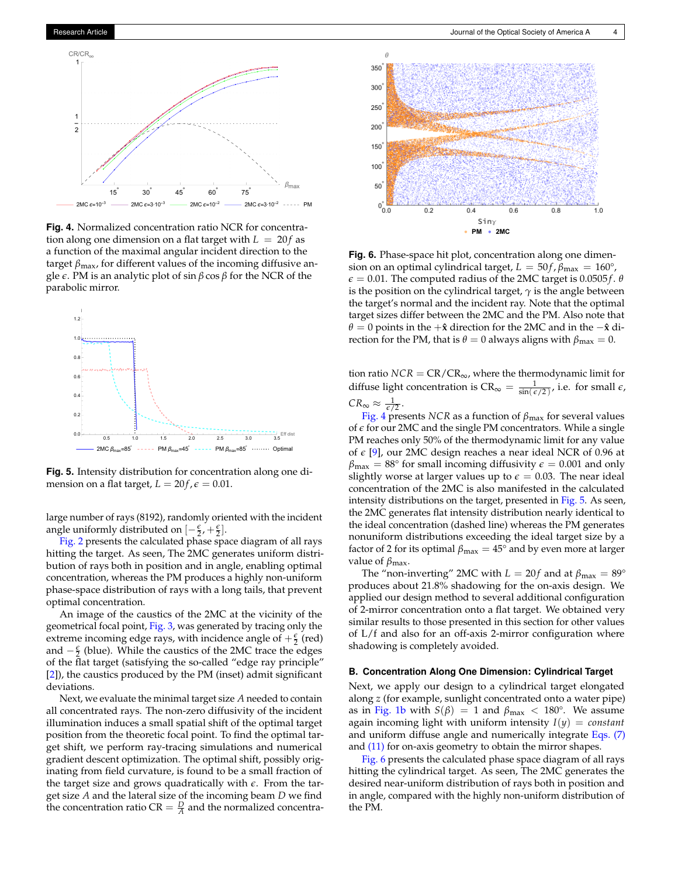**Fig. 4.** Normalized concentration ratio NCR for concentration along one dimension on a flat target with $L = 20f$ as a function of the maximal angular incident direction to the target $\beta_{max}$, for different values of the incoming diffusive angle $\epsilon$. PM is an analytic plot of $\sin\beta\cos\beta$ for the NCR of the parabolic mirror.

**Fig. 5.** Intensity distribution for concentration along one dimension on a flat target, $L = 20f, \epsilon = 0.01$.

large number of rays (8192), randomly oriented with the incident angle uniformly distributed on $[-\frac{\epsilon}{2}, +\frac{\epsilon}{2}]$.

Fig. 2 presents the calculated phase space diagram of all rays hitting the target. As seen, The 2MC generates uniform distribution of rays both in position and in angle, enabling optimal concentration, whereas the PM produces a highly non-uniform phase-space distribution of rays with a long tails, that prevent optimal concentration.

An image of the caustics of the 2MC at the vicinity of the geometrical focal point, Fig. 3, was generated by tracing only the extreme incoming edge rays, with incidence angle of $+\frac{\epsilon}{2}$ (red) and $-\frac{\epsilon}{2}$ (blue). While the caustics of the 2MC trace the edges of the flat target (satisfying the so-called "edge ray principle" [2]), the caustics produced by the PM (inset) admit significant deviations.

Next, we evaluate the minimal target size $A$ needed to contain all concentrated rays. The non-zero diffusivity of the incident illumination induces a small spatial shift of the optimal target position from the theoretic focal point. To find the optimal target shift, we perform ray-tracing simulations and numerical gradient descent optimization. The optimal shift, possibly originating from field curvature, is found to be a small fraction of the target size and grows quadratically with $\epsilon$. From the target size $A$ and the lateral size of the incoming beam $D$ we find the concentration ratio $\text{CR} = \frac{D}{A}$ and the normalized concentration ratio $NCR = \text{CR}/\text{CR}_{\infty}$, where the thermodynamic limit for diffuse light concentration is $\text{CR}_{\infty} = \frac{1}{\sin(\epsilon/2)}$, i.e. for small $\epsilon$, $CR_{\infty} \approx \frac{1}{\epsilon/2}$.

**Fig. 6.** Phase-space hit plot, concentration along one dimension on an optimal cylindrical target, $L = 50f, \beta_{max} = 160°$, $\epsilon = 0.01$. The computed radius of the 2MC target is $0.0505f$. $\theta$ is the position on the cylindrical target, $\gamma$ is the angle between the target's normal and the incident ray. Note that the optimal target sizes differ between the 2MC and the PM. Also note that $\theta = 0$ points in the $+\hat{\mathbf{x}}$ direction for the 2MC and in the $-\hat{\mathbf{x}}$ direction for the PM, that is $\theta = 0$ always aligns with $\beta_{max} = 0$.

Fig. 4 presents $NCR$ as a function of $\beta_{max}$ for several values of $\epsilon$ for our 2MC and the single PM concentrators. While a single PM reaches only 50% of the thermodynamic limit for any value of $\epsilon$ [9], our 2MC design reaches a near ideal NCR of 0.96 at $\beta_{max} = 88°$ for small incoming diffusivity $\epsilon = 0.001$ and only slightly worse at larger values up to $\epsilon = 0.03$. The near ideal concentration of the 2MC is also manifested in the calculated intensity distributions on the target, presented in Fig. 5. As seen, the 2MC generates flat intensity distribution nearly identical to the ideal concentration (dashed line) whereas the PM generates nonuniform distributions exceeding the ideal target size by a factor of 2 for its optimal $\beta_{max} = 45°$ and by even more at larger value of $\beta_{max}$.

The "non-inverting" 2MC with $L = 20f$ and at $\beta_{max} = 89°$ produces about 21.8% shadowing for the on-axis design. We applied our design method to several additional configuration of 2-mirror concentration onto a flat target. We obtained very similar results to those presented in this section for other values of L/f and also for an off-axis 2-mirror configuration where shadowing is completely avoided.

### B. Concentration Along One Dimension: Cylindrical Target

Next, we apply our design to a cylindrical target elongated along $z$ (for example, sunlight concentrated onto a water pipe) as in Fig. 1b with $S(\beta) = 1$ and $\beta_{max} < 180°$. We assume again incoming light with uniform intensity $I(y) = constant$ and uniform diffuse angle and numerically integrate Eqs. (7) and (11) for on-axis geometry to obtain the mirror shapes.

Fig. 6 presents the calculated phase space diagram of all rays hitting the cylindrical target. As seen, The 2MC generates the desired near-uniform distribution of rays both in position and in angle, compared with the highly non-uniform distribution of the PM.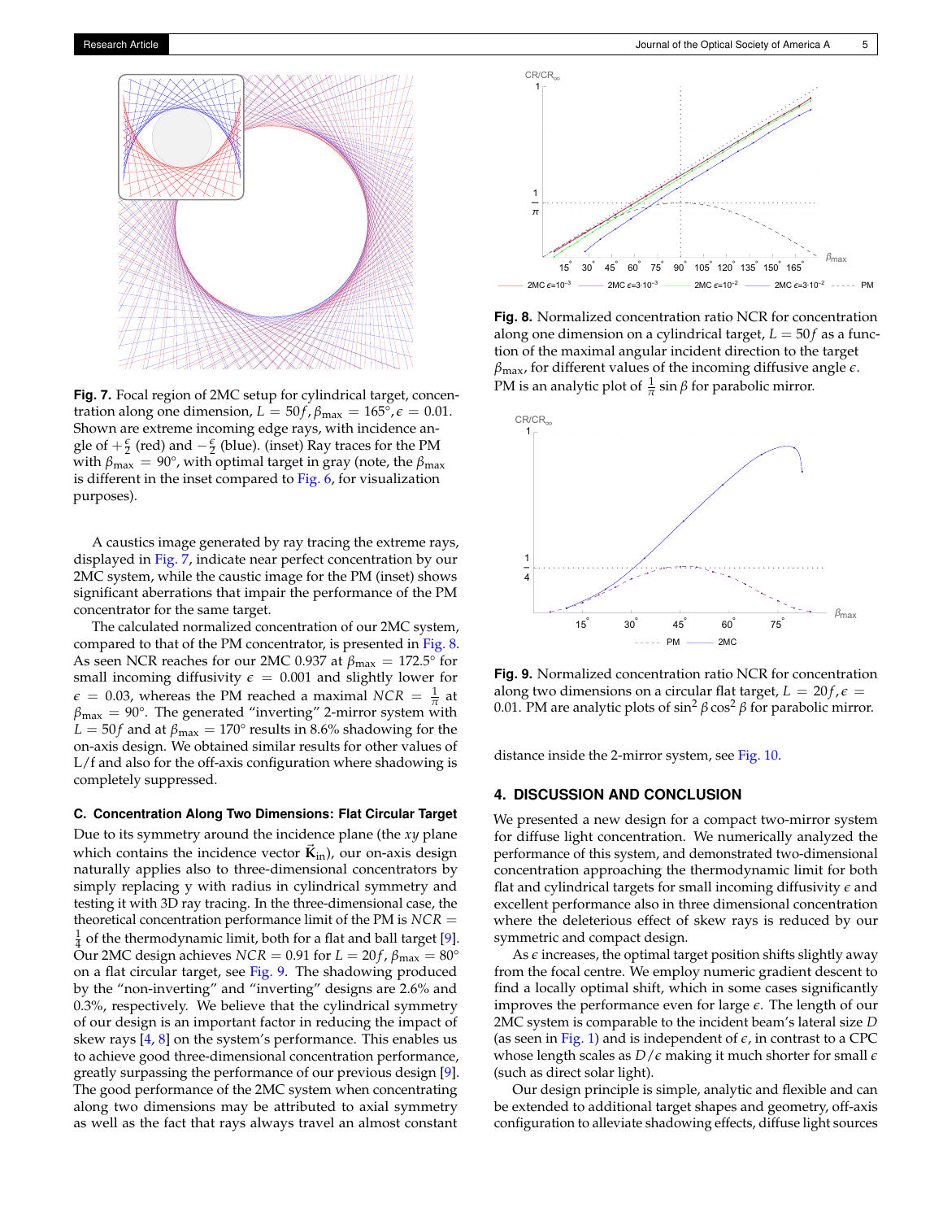**Fig. 7.** Focal region of 2MC setup for cylindrical target, concentration along one dimension, $L = 50f, \beta_{\max} = 165°, \epsilon = 0.01$. Shown are extreme incoming edge rays, with incidence angle of $+\frac{\epsilon}{2}$ (red) and $-\frac{\epsilon}{2}$ (blue). (inset) Ray traces for the PM with $\beta_{\max} = 90°$, with optimal target in gray (note, the $\beta_{\max}$ is different in the inset compared to Fig. 6, for visualization purposes).

A caustics image generated by ray tracing the extreme rays, displayed in Fig. 7, indicate near perfect concentration by our 2MC system, while the caustic image for the PM (inset) shows significant aberrations that impair the performance of the PM concentrator for the same target.

The calculated normalized concentration of our 2MC system, compared to that of the PM concentrator, is presented in Fig. 8. As seen NCR reaches for our 2MC 0.937 at $\beta_{\max} = 172.5°$ for small incoming diffusivity $\epsilon = 0.001$ and slightly lower for $\epsilon = 0.03$, whereas the PM reached a maximal $NCR = \frac{1}{\pi}$ at $\beta_{\max} = 90°$. The generated "inverting" 2-mirror system with $L = 50f$ and at $\beta_{\max} = 170°$ results in 8.6% shadowing for the on-axis design. We obtained similar results for other values of L/f and also for the off-axis configuration where shadowing is completely suppressed.

**Fig. 8.** Normalized concentration ratio NCR for concentration along one dimension on a cylindrical target, $L = 50f$ as a function of the maximal angular incident direction to the target $\beta_{\max}$, for different values of the incoming diffusive angle $\epsilon$. PM is an analytic plot of $\frac{1}{\pi}\sin\beta$ for parabolic mirror.

**Fig. 9.** Normalized concentration ratio NCR for concentration along two dimensions on a circular flat target, $L = 20f, \epsilon = 0.01$. PM are analytic plots of $\sin^2\beta\cos^2\beta$ for parabolic mirror.

### C. Concentration Along Two Dimensions: Flat Circular Target

Due to its symmetry around the incidence plane (the $xy$ plane which contains the incidence vector $\vec{\mathbf{K}}_{\text{in}}$), our on-axis design naturally applies also to two-dimensional concentrators by simply replacing y with radius in cylindrical symmetry and testing it with 3D ray tracing. In the three-dimensional case, the theoretical concentration performance limit of the PM is $NCR = \frac{1}{4}$ of the thermodynamic limit, both for a flat and ball target [9]. Our 2MC design achieves $NCR = 0.91$ for $L = 20f, \beta_{\max} = 80°$ on a flat circular target, see Fig. 9. The shadowing produced by the "non-inverting" and "inverting" designs are 2.6% and 0.3%, respectively. We believe that the cylindrical symmetry of our design is an important factor in reducing the impact of skew rays [4, 8] on the system's performance. This enables us to achieve good three-dimensional concentration performance, greatly surpassing the performance of our previous design [9]. The good performance of the 2MC system when concentrating along two dimensions may be attributed to axial symmetry as well as the fact that rays always travel an almost constant distance inside the 2-mirror system, see Fig. 10.

## 4. DISCUSSION AND CONCLUSION

We presented a new design for a compact two-mirror system for diffuse light concentration. We numerically analyzed the performance of this system, and demonstrated two-dimensional concentration approaching the thermodynamic limit for both flat and cylindrical targets for small incoming diffusivity $\epsilon$ and excellent performance also in three dimensional concentration where the deleterious effect of skew rays is reduced by our symmetric and compact design.

As $\epsilon$ increases, the optimal target position shifts slightly away from the focal centre. We employ numeric gradient descent to find a locally optimal shift, which in some cases significantly improves the performance even for large $\epsilon$. The length of our 2MC system is comparable to the incident beam's lateral size $D$ (as seen in Fig. 1) and is independent of $\epsilon$, in contrast to a CPC whose length scales as $D/\epsilon$ making it much shorter for small $\epsilon$ (such as direct solar light).

Our design principle is simple, analytic and flexible and can be extended to additional target shapes and geometry, off-axis configuration to alleviate shadowing effects, diffuse light sources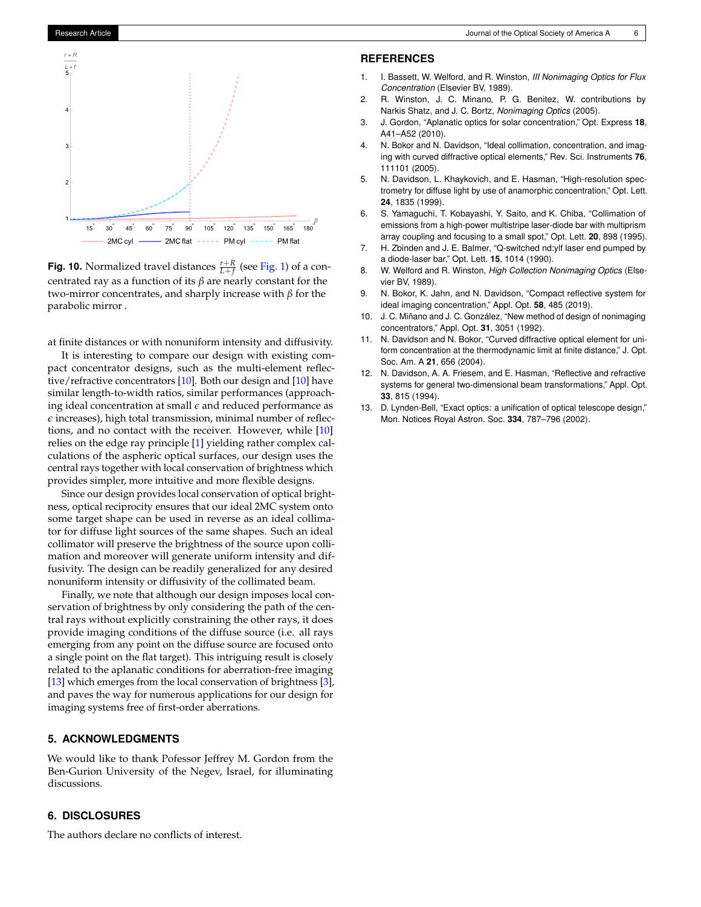$\frac{r+R}{L+f}$

5

4

3

2

1

$\beta$

15° 30° 45° 60° 75° 90° 105° 120° 135° 150° 165° 180°

2MC cyl 2MC flat PM cyl PM flat

**Fig. 10.** Normalized travel distances $\frac{r+R}{L+f}$ (see Fig. 1) of a concentrated ray as a function of its $\beta$ are nearly constant for the two-mirror concentrates, and sharply increase with $\beta$ for the parabolic mirror .

at finite distances or with nonuniform intensity and diffusivity.

It is interesting to compare our design with existing compact concentrator designs, such as the multi-element reflective/refractive concentrators [10]. Both our design and [10] have similar length-to-width ratios, similar performances (approaching ideal concentration at small $\epsilon$ and reduced performance as $\epsilon$ increases), high total transmission, minimal number of reflections, and no contact with the receiver. However, while [10] relies on the edge ray principle [1] yielding rather complex calculations of the aspheric optical surfaces, our design uses the central rays together with local conservation of brightness which provides simpler, more intuitive and more flexible designs.

Since our design provides local conservation of optical brightness, optical reciprocity ensures that our ideal 2MC system onto some target shape can be used in reverse as an ideal collimator for diffuse light sources of the same shapes. Such an ideal collimator will preserve the brightness of the source upon collimation and moreover will generate uniform intensity and diffusivity. The design can be readily generalized for any desired nonuniform intensity or diffusivity of the collimated beam.

Finally, we note that although our design imposes local conservation of brightness by only considering the path of the central rays without explicitly constraining the other rays, it does provide imaging conditions of the diffuse source (i.e. all rays emerging from any point on the diffuse source are focused onto a single point on the flat target). This intriguing result is closely related to the aplanatic conditions for aberration-free imaging [13] which emerges from the local conservation of brightness [3], and paves the way for numerous applications for our design for imaging systems free of first-order aberrations.

## 5. ACKNOWLEDGMENTS

We would like to thank Pofessor Jeffrey M. Gordon from the Ben-Gurion University of the Negev, Israel, for illuminating discussions.

## 6. DISCLOSURES

The authors declare no conflicts of interest.

## REFERENCES

1. I. Bassett, W. Welford, and R. Winston, *III Nonimaging Optics for Flux Concentration* (Elsevier BV, 1989).
2. R. Winston, J. C. Minano, P. G. Benitez, W. contributions by Narkis Shatz, and J. C. Bortz, *Nonimaging Optics* (2005).
3. J. Gordon, "Aplanatic optics for solar concentration," Opt. Express **18**, A41–A52 (2010).
4. N. Bokor and N. Davidson, "Ideal collimation, concentration, and imaging with curved diffractive optical elements," Rev. Sci. Instruments **76**, 111101 (2005).
5. N. Davidson, L. Khaykovich, and E. Hasman, "High-resolution spectrometry for diffuse light by use of anamorphic concentration," Opt. Lett. **24**, 1835 (1999).
6. S. Yamaguchi, T. Kobayashi, Y. Saito, and K. Chiba, "Collimation of emissions from a high-power multistripe laser-diode bar with multiprism array coupling and focusing to a small spot," Opt. Lett. **20**, 898 (1995).
7. H. Zbinden and J. E. Balmer, "Q-switched nd:ylf laser end pumped by a diode-laser bar," Opt. Lett. **15**, 1014 (1990).
8. W. Welford and R. Winston, *High Collection Nonimaging Optics* (Elsevier BV, 1989).
9. N. Bokor, K. Jahn, and N. Davidson, "Compact reflective system for ideal imaging concentration," Appl. Opt. **58**, 485 (2019).
10. J. C. Miñano and J. C. González, "New method of design of nonimaging concentrators," Appl. Opt. **31**, 3051 (1992).
11. N. Davidson and N. Bokor, "Curved diffractive optical element for uniform concentration at the thermodynamic limit at finite distance," J. Opt. Soc. Am. A **21**, 656 (2004).
12. N. Davidson, A. A. Friesem, and E. Hasman, "Reflective and refractive systems for general two-dimensional beam transformations," Appl. Opt. **33**, 815 (1994).
13. D. Lynden-Bell, "Exact optics: a unification of optical telescope design," Mon. Notices Royal Astron. Soc. **334**, 787–796 (2002).